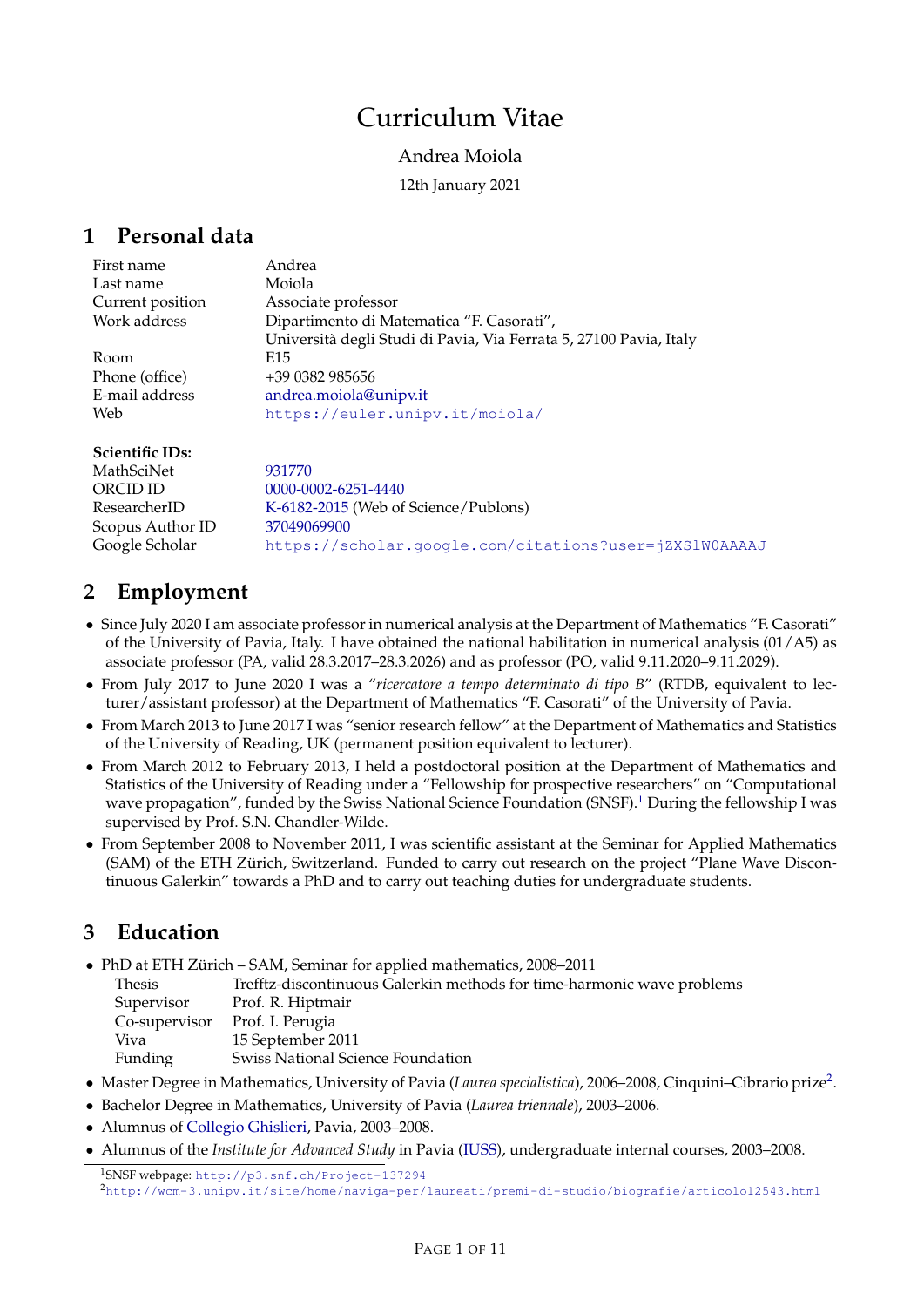# Curriculum Vitae

Andrea Moiola

12th January 2021

## 1 Personal data

| | |
|---|---|
| First name | Andrea |
| Last name | Moiola |
| Current position | Associate professor |
| Work address | Dipartimento di Matematica "F. Casorati", Università degli Studi di Pavia, Via Ferrata 5, 27100 Pavia, Italy |
| Room | E15 |
| Phone (office) | +39 0382 985656 |
| E-mail address | andrea.moiola@unipv.it |
| Web | https://euler.unipv.it/moiola/ |

**Scientific IDs:**

| | |
|---|---|
| MathSciNet | 931770 |
| ORCID ID | 0000-0002-6251-4440 |
| ResearcherID | K-6182-2015 (Web of Science/Publons) |
| Scopus Author ID | 37049069900 |
| Google Scholar | https://scholar.google.com/citations?user=jZXSlW0AAAAJ |

## 2 Employment

- Since July 2020 I am associate professor in numerical analysis at the Department of Mathematics "F. Casorati" of the University of Pavia, Italy. I have obtained the national habilitation in numerical analysis (01/A5) as associate professor (PA, valid 28.3.2017–28.3.2026) and as professor (PO, valid 9.11.2020–9.11.2029).
- From July 2017 to June 2020 I was a "*ricercatore a tempo determinato di tipo B*" (RTDB, equivalent to lecturer/assistant professor) at the Department of Mathematics "F. Casorati" of the University of Pavia.
- From March 2013 to June 2017 I was "senior research fellow" at the Department of Mathematics and Statistics of the University of Reading, UK (permanent position equivalent to lecturer).
- From March 2012 to February 2013, I held a postdoctoral position at the Department of Mathematics and Statistics of the University of Reading under a "Fellowship for prospective researchers" on "Computational wave propagation", funded by the Swiss National Science Foundation (SNSF).[1] During the fellowship I was supervised by Prof. S.N. Chandler-Wilde.
- From September 2008 to November 2011, I was scientific assistant at the Seminar for Applied Mathematics (SAM) of the ETH Zürich, Switzerland. Funded to carry out research on the project "Plane Wave Discontinuous Galerkin" towards a PhD and to carry out teaching duties for undergraduate students.

## 3 Education

- PhD at ETH Zürich – SAM, Seminar for applied mathematics, 2008–2011

| | |
|---|---|
| Thesis | Trefftz-discontinuous Galerkin methods for time-harmonic wave problems |
| Supervisor | Prof. R. Hiptmair |
| Co-supervisor | Prof. I. Perugia |
| Viva | 15 September 2011 |
| Funding | Swiss National Science Foundation |

- Master Degree in Mathematics, University of Pavia (*Laurea specialistica*), 2006–2008, Cinquini–Cibrario prize[2].
- Bachelor Degree in Mathematics, University of Pavia (*Laurea triennale*), 2003–2006.
- Alumnus of Collegio Ghislieri, Pavia, 2003–2008.
- Alumnus of the *Institute for Advanced Study* in Pavia (IUSS), undergraduate internal courses, 2003–2008.

[1] SNSF webpage: http://p3.snf.ch/Project-137294

[2] http://wcm-3.unipv.it/site/home/naviga-per/laureati/premi-di-studio/biografie/articolo12543.html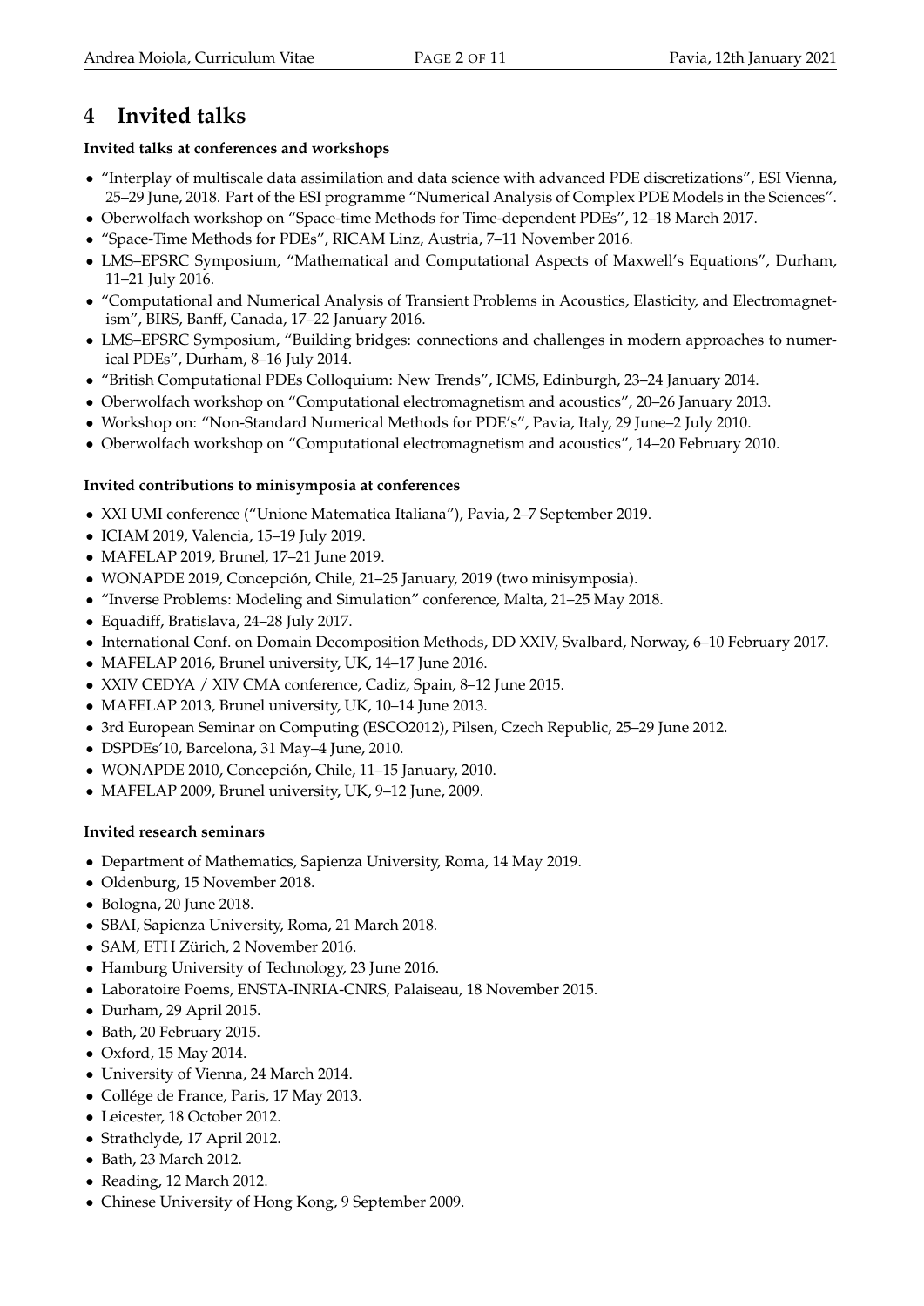# 4 Invited talks

**Invited talks at conferences and workshops**

- "Interplay of multiscale data assimilation and data science with advanced PDE discretizations", ESI Vienna, 25–29 June, 2018. Part of the ESI programme "Numerical Analysis of Complex PDE Models in the Sciences".
- Oberwolfach workshop on "Space-time Methods for Time-dependent PDEs", 12–18 March 2017.
- "Space-Time Methods for PDEs", RICAM Linz, Austria, 7–11 November 2016.
- LMS–EPSRC Symposium, "Mathematical and Computational Aspects of Maxwell's Equations", Durham, 11–21 July 2016.
- "Computational and Numerical Analysis of Transient Problems in Acoustics, Elasticity, and Electromagnetism", BIRS, Banff, Canada, 17–22 January 2016.
- LMS–EPSRC Symposium, "Building bridges: connections and challenges in modern approaches to numerical PDEs", Durham, 8–16 July 2014.
- "British Computational PDEs Colloquium: New Trends", ICMS, Edinburgh, 23–24 January 2014.
- Oberwolfach workshop on "Computational electromagnetism and acoustics", 20–26 January 2013.
- Workshop on: "Non-Standard Numerical Methods for PDE's", Pavia, Italy, 29 June–2 July 2010.
- Oberwolfach workshop on "Computational electromagnetism and acoustics", 14–20 February 2010.

**Invited contributions to minisymposia at conferences**

- XXI UMI conference ("Unione Matematica Italiana"), Pavia, 2–7 September 2019.
- ICIAM 2019, Valencia, 15–19 July 2019.
- MAFELAP 2019, Brunel, 17–21 June 2019.
- WONAPDE 2019, Concepción, Chile, 21–25 January, 2019 (two minisymposia).
- "Inverse Problems: Modeling and Simulation" conference, Malta, 21–25 May 2018.
- Equadiff, Bratislava, 24–28 July 2017.
- International Conf. on Domain Decomposition Methods, DD XXIV, Svalbard, Norway, 6–10 February 2017.
- MAFELAP 2016, Brunel university, UK, 14–17 June 2016.
- XXIV CEDYA / XIV CMA conference, Cadiz, Spain, 8–12 June 2015.
- MAFELAP 2013, Brunel university, UK, 10–14 June 2013.
- 3rd European Seminar on Computing (ESCO2012), Pilsen, Czech Republic, 25–29 June 2012.
- DSPDEs'10, Barcelona, 31 May–4 June, 2010.
- WONAPDE 2010, Concepción, Chile, 11–15 January, 2010.
- MAFELAP 2009, Brunel university, UK, 9–12 June, 2009.

**Invited research seminars**

- Department of Mathematics, Sapienza University, Roma, 14 May 2019.
- Oldenburg, 15 November 2018.
- Bologna, 20 June 2018.
- SBAI, Sapienza University, Roma, 21 March 2018.
- SAM, ETH Zürich, 2 November 2016.
- Hamburg University of Technology, 23 June 2016.
- Laboratoire Poems, ENSTA-INRIA-CNRS, Palaiseau, 18 November 2015.
- Durham, 29 April 2015.
- Bath, 20 February 2015.
- Oxford, 15 May 2014.
- University of Vienna, 24 March 2014.
- Collége de France, Paris, 17 May 2013.
- Leicester, 18 October 2012.
- Strathclyde, 17 April 2012.
- Bath, 23 March 2012.
- Reading, 12 March 2012.
- Chinese University of Hong Kong, 9 September 2009.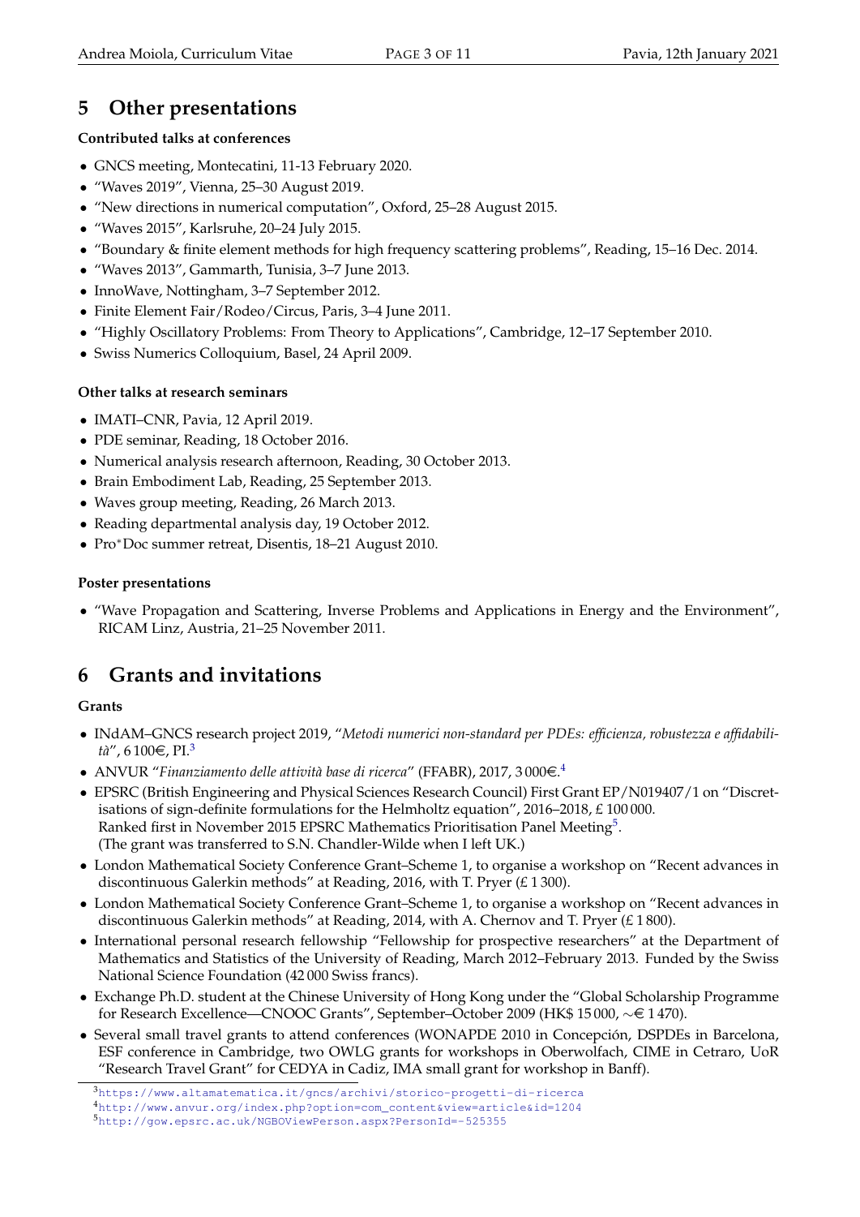## 5 Other presentations

**Contributed talks at conferences**

- GNCS meeting, Montecatini, 11-13 February 2020.
- "Waves 2019", Vienna, 25–30 August 2019.
- "New directions in numerical computation", Oxford, 25–28 August 2015.
- "Waves 2015", Karlsruhe, 20–24 July 2015.
- "Boundary & finite element methods for high frequency scattering problems", Reading, 15–16 Dec. 2014.
- "Waves 2013", Gammarth, Tunisia, 3–7 June 2013.
- InnoWave, Nottingham, 3–7 September 2012.
- Finite Element Fair/Rodeo/Circus, Paris, 3–4 June 2011.
- "Highly Oscillatory Problems: From Theory to Applications", Cambridge, 12–17 September 2010.
- Swiss Numerics Colloquium, Basel, 24 April 2009.

**Other talks at research seminars**

- IMATI–CNR, Pavia, 12 April 2019.
- PDE seminar, Reading, 18 October 2016.
- Numerical analysis research afternoon, Reading, 30 October 2013.
- Brain Embodiment Lab, Reading, 25 September 2013.
- Waves group meeting, Reading, 26 March 2013.
- Reading departmental analysis day, 19 October 2012.
- Pro*Doc summer retreat, Disentis, 18–21 August 2010.

**Poster presentations**

- "Wave Propagation and Scattering, Inverse Problems and Applications in Energy and the Environment", RICAM Linz, Austria, 21–25 November 2011.

## 6 Grants and invitations

**Grants**

- INdAM–GNCS research project 2019, "*Metodi numerici non-standard per PDEs: efficienza, robustezza e affidabilità*", 6 100€, PI.[3]
- ANVUR "*Finanziamento delle attività base di ricerca*" (FFABR), 2017, 3 000€.[4]
- EPSRC (British Engineering and Physical Sciences Research Council) First Grant EP/N019407/1 on "Discretisations of sign-definite formulations for the Helmholtz equation", 2016–2018, £ 100 000.
  Ranked first in November 2015 EPSRC Mathematics Prioritisation Panel Meeting[5].
  (The grant was transferred to S.N. Chandler-Wilde when I left UK.)
- London Mathematical Society Conference Grant–Scheme 1, to organise a workshop on "Recent advances in discontinuous Galerkin methods" at Reading, 2016, with T. Pryer (£ 1 300).
- London Mathematical Society Conference Grant–Scheme 1, to organise a workshop on "Recent advances in discontinuous Galerkin methods" at Reading, 2014, with A. Chernov and T. Pryer (£ 1 800).
- International personal research fellowship "Fellowship for prospective researchers" at the Department of Mathematics and Statistics of the University of Reading, March 2012–February 2013. Funded by the Swiss National Science Foundation (42 000 Swiss francs).
- Exchange Ph.D. student at the Chinese University of Hong Kong under the "Global Scholarship Programme for Research Excellence—CNOOC Grants", September–October 2009 (HK$ 15 000, ∼€ 1 470).
- Several small travel grants to attend conferences (WONAPDE 2010 in Concepción, DSPDEs in Barcelona, ESF conference in Cambridge, two OWLG grants for workshops in Oberwolfach, CIME in Cetraro, UoR "Research Travel Grant" for CEDYA in Cadiz, IMA small grant for workshop in Banff).

---

[3] https://www.altamatematica.it/gncs/archivi/storico-progetti-di-ricerca

[4] http://www.anvur.org/index.php?option=com_content&view=article&id=1204

[5] http://gow.epsrc.ac.uk/NGBOViewPerson.aspx?PersonId=-525355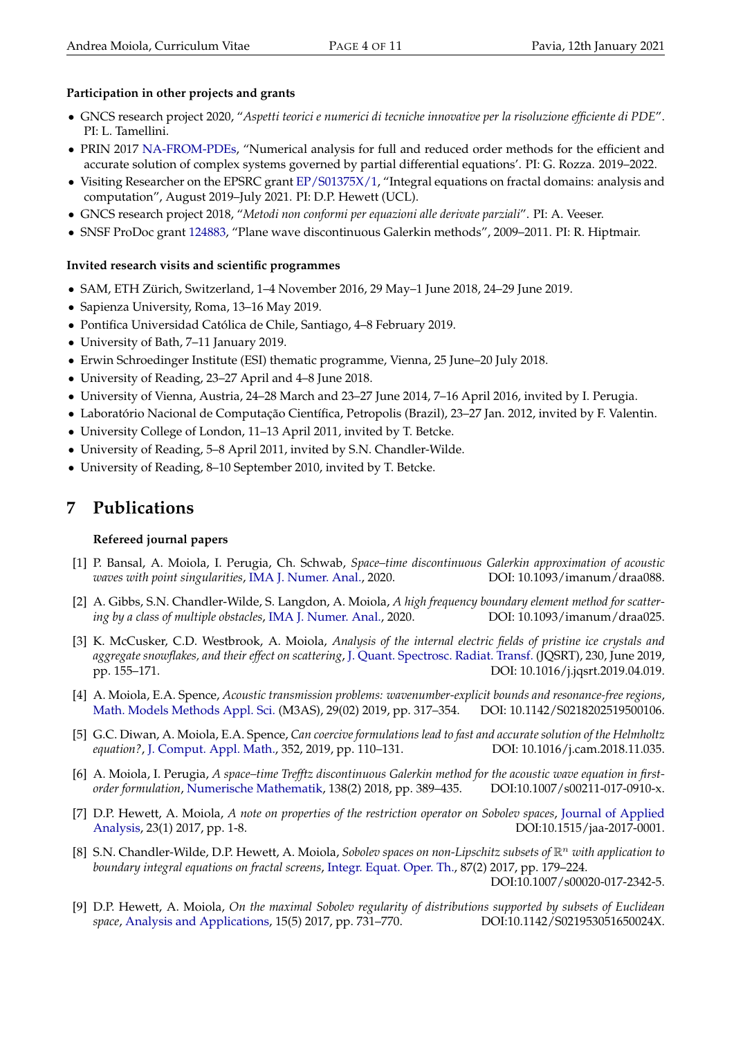**Participation in other projects and grants**

- GNCS research project 2020, "*Aspetti teorici e numerici di tecniche innovative per la risoluzione efficiente di PDE*". PI: L. Tamellini.
- PRIN 2017 NA-FROM-PDEs, "Numerical analysis for full and reduced order methods for the efficient and accurate solution of complex systems governed by partial differential equations'. PI: G. Rozza. 2019–2022.
- Visiting Researcher on the EPSRC grant EP/S01375X/1, "Integral equations on fractal domains: analysis and computation", August 2019–July 2021. PI: D.P. Hewett (UCL).
- GNCS research project 2018, "*Metodi non conformi per equazioni alle derivate parziali*". PI: A. Veeser.
- SNSF ProDoc grant 124883, "Plane wave discontinuous Galerkin methods", 2009–2011. PI: R. Hiptmair.

**Invited research visits and scientific programmes**

- SAM, ETH Zürich, Switzerland, 1–4 November 2016, 29 May–1 June 2018, 24–29 June 2019.
- Sapienza University, Roma, 13–16 May 2019.
- Pontifica Universidad Católica de Chile, Santiago, 4–8 February 2019.
- University of Bath, 7–11 January 2019.
- Erwin Schroedinger Institute (ESI) thematic programme, Vienna, 25 June–20 July 2018.
- University of Reading, 23–27 April and 4–8 June 2018.
- University of Vienna, Austria, 24–28 March and 23–27 June 2014, 7–16 April 2016, invited by I. Perugia.
- Laboratório Nacional de Computação Científica, Petropolis (Brazil), 23–27 Jan. 2012, invited by F. Valentin.
- University College of London, 11–13 April 2011, invited by T. Betcke.
- University of Reading, 5–8 April 2011, invited by S.N. Chandler-Wilde.
- University of Reading, 8–10 September 2010, invited by T. Betcke.

# 7 Publications

**Refereed journal papers**

[1] P. Bansal, A. Moiola, I. Perugia, Ch. Schwab, *Space–time discontinuous Galerkin approximation of acoustic waves with point singularities*, IMA J. Numer. Anal., 2020. DOI: 10.1093/imanum/draa088.

[2] A. Gibbs, S.N. Chandler-Wilde, S. Langdon, A. Moiola, *A high frequency boundary element method for scattering by a class of multiple obstacles*, IMA J. Numer. Anal., 2020. DOI: 10.1093/imanum/draa025.

[3] K. McCusker, C.D. Westbrook, A. Moiola, *Analysis of the internal electric fields of pristine ice crystals and aggregate snowflakes, and their effect on scattering*, J. Quant. Spectrosc. Radiat. Transf. (JQSRT), 230, June 2019, pp. 155–171. DOI: 10.1016/j.jqsrt.2019.04.019.

[4] A. Moiola, E.A. Spence, *Acoustic transmission problems: wavenumber-explicit bounds and resonance-free regions*, Math. Models Methods Appl. Sci. (M3AS), 29(02) 2019, pp. 317–354. DOI: 10.1142/S0218202519500106.

[5] G.C. Diwan, A. Moiola, E.A. Spence, *Can coercive formulations lead to fast and accurate solution of the Helmholtz equation?*, J. Comput. Appl. Math., 352, 2019, pp. 110–131. DOI: 10.1016/j.cam.2018.11.035.

[6] A. Moiola, I. Perugia, *A space–time Trefftz discontinuous Galerkin method for the acoustic wave equation in first-order formulation*, Numerische Mathematik, 138(2) 2018, pp. 389–435. DOI:10.1007/s00211-017-0910-x.

[7] D.P. Hewett, A. Moiola, *A note on properties of the restriction operator on Sobolev spaces*, Journal of Applied Analysis, 23(1) 2017, pp. 1-8. DOI:10.1515/jaa-2017-0001.

[8] S.N. Chandler-Wilde, D.P. Hewett, A. Moiola, *Sobolev spaces on non-Lipschitz subsets of $\mathbb{R}^n$ with application to boundary integral equations on fractal screens*, Integr. Equat. Oper. Th., 87(2) 2017, pp. 179–224. DOI:10.1007/s00020-017-2342-5.

[9] D.P. Hewett, A. Moiola, *On the maximal Sobolev regularity of distributions supported by subsets of Euclidean space*, Analysis and Applications, 15(5) 2017, pp. 731–770. DOI:10.1142/S021953051650024X.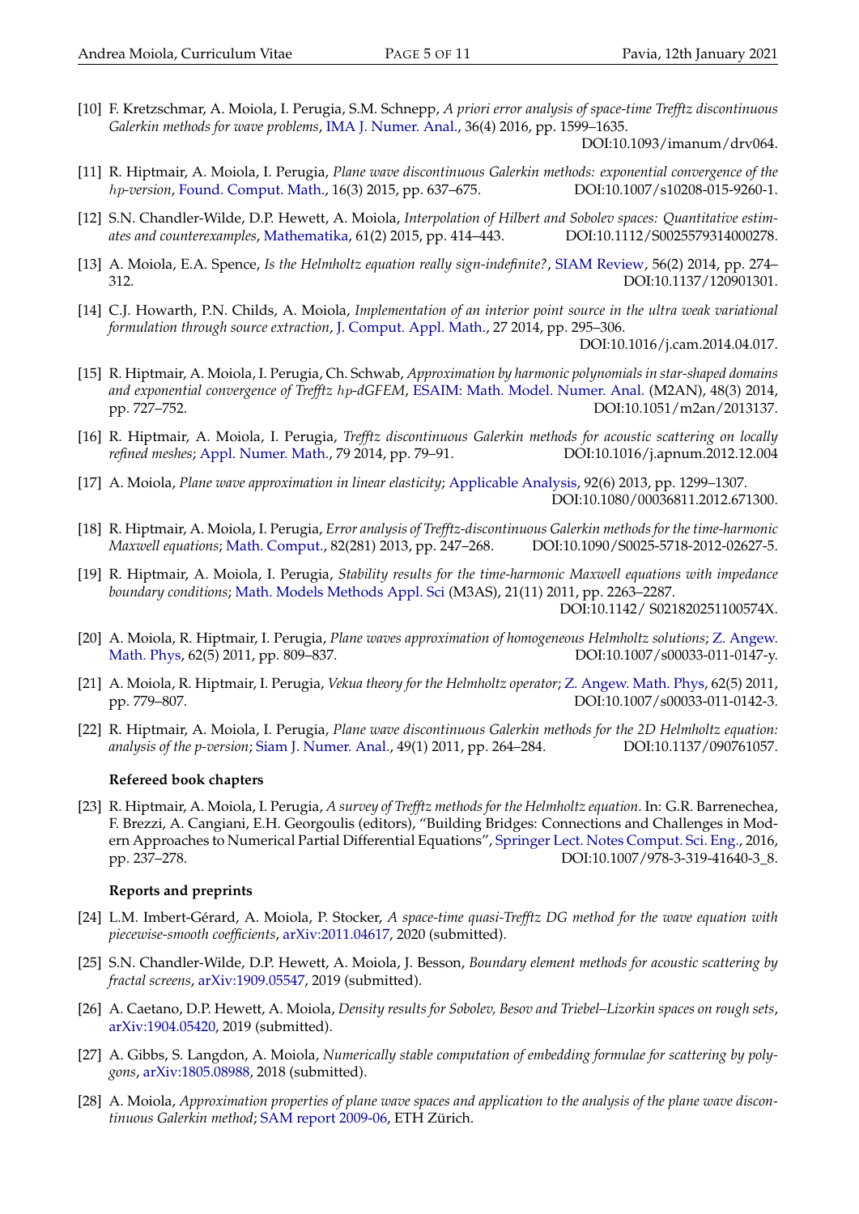[10] F. Kretzschmar, A. Moiola, I. Perugia, S.M. Schnepp, *A priori error analysis of space-time Trefftz discontinuous Galerkin methods for wave problems*, IMA J. Numer. Anal., 36(4) 2016, pp. 1599–1635. DOI:10.1093/imanum/drv064.

[11] R. Hiptmair, A. Moiola, I. Perugia, *Plane wave discontinuous Galerkin methods: exponential convergence of the $hp$-version*, Found. Comput. Math., 16(3) 2015, pp. 637–675. DOI:10.1007/s10208-015-9260-1.

[12] S.N. Chandler-Wilde, D.P. Hewett, A. Moiola, *Interpolation of Hilbert and Sobolev spaces: Quantitative estimates and counterexamples*, Mathematika, 61(2) 2015, pp. 414–443. DOI:10.1112/S0025579314000278.

[13] A. Moiola, E.A. Spence, *Is the Helmholtz equation really sign-indefinite?*, SIAM Review, 56(2) 2014, pp. 274–312. DOI:10.1137/120901301.

[14] C.J. Howarth, P.N. Childs, A. Moiola, *Implementation of an interior point source in the ultra weak variational formulation through source extraction*, J. Comput. Appl. Math., 27 2014, pp. 295–306. DOI:10.1016/j.cam.2014.04.017.

[15] R. Hiptmair, A. Moiola, I. Perugia, Ch. Schwab, *Approximation by harmonic polynomials in star-shaped domains and exponential convergence of Trefftz $hp$-dGFEM*, ESAIM: Math. Model. Numer. Anal. (M2AN), 48(3) 2014, pp. 727–752. DOI:10.1051/m2an/2013137.

[16] R. Hiptmair, A. Moiola, I. Perugia, *Trefftz discontinuous Galerkin methods for acoustic scattering on locally refined meshes*; Appl. Numer. Math., 79 2014, pp. 79–91. DOI:10.1016/j.apnum.2012.12.004

[17] A. Moiola, *Plane wave approximation in linear elasticity*; Applicable Analysis, 92(6) 2013, pp. 1299–1307. DOI:10.1080/00036811.2012.671300.

[18] R. Hiptmair, A. Moiola, I. Perugia, *Error analysis of Trefftz-discontinuous Galerkin methods for the time-harmonic Maxwell equations*; Math. Comput., 82(281) 2013, pp. 247–268. DOI:10.1090/S0025-5718-2012-02627-5.

[19] R. Hiptmair, A. Moiola, I. Perugia, *Stability results for the time-harmonic Maxwell equations with impedance boundary conditions*; Math. Models Methods Appl. Sci (M3AS), 21(11) 2011, pp. 2263–2287. DOI:10.1142/ S021820251100574X.

[20] A. Moiola, R. Hiptmair, I. Perugia, *Plane waves approximation of homogeneous Helmholtz solutions*; Z. Angew. Math. Phys, 62(5) 2011, pp. 809–837. DOI:10.1007/s00033-011-0147-y.

[21] A. Moiola, R. Hiptmair, I. Perugia, *Vekua theory for the Helmholtz operator*; Z. Angew. Math. Phys, 62(5) 2011, pp. 779–807. DOI:10.1007/s00033-011-0142-3.

[22] R. Hiptmair, A. Moiola, I. Perugia, *Plane wave discontinuous Galerkin methods for the 2D Helmholtz equation: analysis of the $p$-version*; Siam J. Numer. Anal., 49(1) 2011, pp. 264–284. DOI:10.1137/090761057.

**Refereed book chapters**

[23] R. Hiptmair, A. Moiola, I. Perugia, *A survey of Trefftz methods for the Helmholtz equation*. In: G.R. Barrenechea, F. Brezzi, A. Cangiani, E.H. Georgoulis (editors), "Building Bridges: Connections and Challenges in Modern Approaches to Numerical Partial Differential Equations", Springer Lect. Notes Comput. Sci. Eng., 2016, pp. 237–278. DOI:10.1007/978-3-319-41640-3_8.

**Reports and preprints**

[24] L.M. Imbert-Gérard, A. Moiola, P. Stocker, *A space-time quasi-Trefftz DG method for the wave equation with piecewise-smooth coefficients*, arXiv:2011.04617, 2020 (submitted).

[25] S.N. Chandler-Wilde, D.P. Hewett, A. Moiola, J. Besson, *Boundary element methods for acoustic scattering by fractal screens*, arXiv:1909.05547, 2019 (submitted).

[26] A. Caetano, D.P. Hewett, A. Moiola, *Density results for Sobolev, Besov and Triebel–Lizorkin spaces on rough sets*, arXiv:1904.05420, 2019 (submitted).

[27] A. Gibbs, S. Langdon, A. Moiola, *Numerically stable computation of embedding formulae for scattering by polygons*, arXiv:1805.08988, 2018 (submitted).

[28] A. Moiola, *Approximation properties of plane wave spaces and application to the analysis of the plane wave discontinuous Galerkin method*; SAM report 2009-06, ETH Zürich.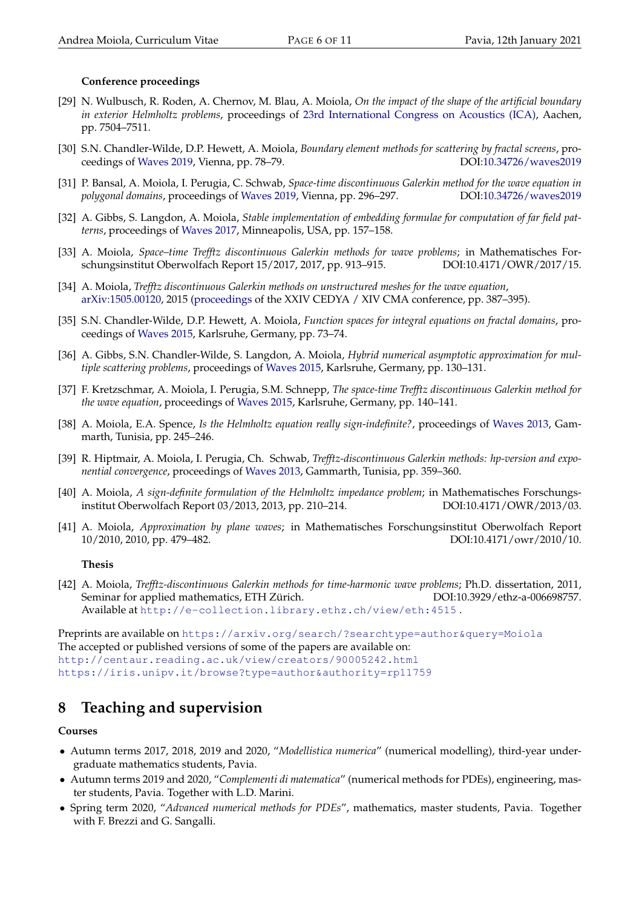**Conference proceedings**

[29] N. Wulbusch, R. Roden, A. Chernov, M. Blau, A. Moiola, *On the impact of the shape of the artificial boundary in exterior Helmholtz problems*, proceedings of 23rd International Congress on Acoustics (ICA), Aachen, pp. 7504–7511.

[30] S.N. Chandler-Wilde, D.P. Hewett, A. Moiola, *Boundary element methods for scattering by fractal screens*, proceedings of Waves 2019, Vienna, pp. 78–79. DOI:10.34726/waves2019

[31] P. Bansal, A. Moiola, I. Perugia, C. Schwab, *Space-time discontinuous Galerkin method for the wave equation in polygonal domains*, proceedings of Waves 2019, Vienna, pp. 296–297. DOI:10.34726/waves2019

[32] A. Gibbs, S. Langdon, A. Moiola, *Stable implementation of embedding formulae for computation of far field patterns*, proceedings of Waves 2017, Minneapolis, USA, pp. 157–158.

[33] A. Moiola, *Space–time Trefftz discontinuous Galerkin methods for wave problems*; in Mathematisches Forschungsinstitut Oberwolfach Report 15/2017, 2017, pp. 913–915. DOI:10.4171/OWR/2017/15.

[34] A. Moiola, *Trefftz discontinuous Galerkin methods on unstructured meshes for the wave equation*, arXiv:1505.00120, 2015 (proceedings of the XXIV CEDYA / XIV CMA conference, pp. 387–395).

[35] S.N. Chandler-Wilde, D.P. Hewett, A. Moiola, *Function spaces for integral equations on fractal domains*, proceedings of Waves 2015, Karlsruhe, Germany, pp. 73–74.

[36] A. Gibbs, S.N. Chandler-Wilde, S. Langdon, A. Moiola, *Hybrid numerical asymptotic approximation for multiple scattering problems*, proceedings of Waves 2015, Karlsruhe, Germany, pp. 130–131.

[37] F. Kretzschmar, A. Moiola, I. Perugia, S.M. Schnepp, *The space-time Trefftz discontinuous Galerkin method for the wave equation*, proceedings of Waves 2015, Karlsruhe, Germany, pp. 140–141.

[38] A. Moiola, E.A. Spence, *Is the Helmholtz equation really sign-indefinite?*, proceedings of Waves 2013, Gammarth, Tunisia, pp. 245–246.

[39] R. Hiptmair, A. Moiola, I. Perugia, Ch. Schwab, *Trefftz-discontinuous Galerkin methods: hp-version and exponential convergence*, proceedings of Waves 2013, Gammarth, Tunisia, pp. 359–360.

[40] A. Moiola, *A sign-definite formulation of the Helmholtz impedance problem*; in Mathematisches Forschungsinstitut Oberwolfach Report 03/2013, 2013, pp. 210–214. DOI:10.4171/OWR/2013/03.

[41] A. Moiola, *Approximation by plane waves*; in Mathematisches Forschungsinstitut Oberwolfach Report 10/2010, 2010, pp. 479–482. DOI:10.4171/owr/2010/10.

**Thesis**

[42] A. Moiola, *Trefftz-discontinuous Galerkin methods for time-harmonic wave problems*; Ph.D. dissertation, 2011, Seminar for applied mathematics, ETH Zürich. DOI:10.3929/ethz-a-006698757. Available at `http://e-collection.library.ethz.ch/view/eth:4515`.

Preprints are available on `https://arxiv.org/search/?searchtype=author&query=Moiola`
The accepted or published versions of some of the papers are available on:
`http://centaur.reading.ac.uk/view/creators/90005242.html`
`https://iris.unipv.it/browse?type=author&authority=rp11759`

## 8 Teaching and supervision

**Courses**

- Autumn terms 2017, 2018, 2019 and 2020, "*Modellistica numerica*" (numerical modelling), third-year undergraduate mathematics students, Pavia.
- Autumn terms 2019 and 2020, "*Complementi di matematica*" (numerical methods for PDEs), engineering, master students, Pavia. Together with L.D. Marini.
- Spring term 2020, "*Advanced numerical methods for PDEs*", mathematics, master students, Pavia. Together with F. Brezzi and G. Sangalli.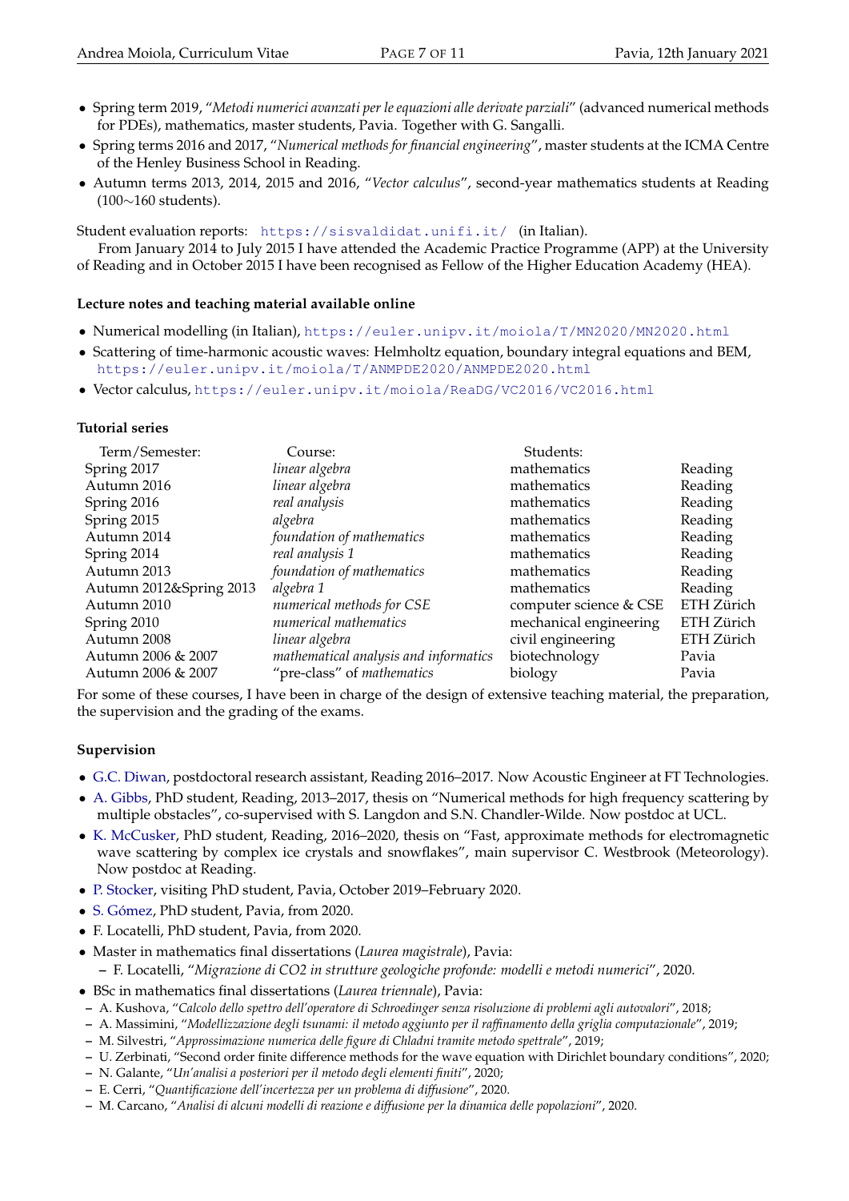- Spring term 2019, "*Metodi numerici avanzati per le equazioni alle derivate parziali*" (advanced numerical methods for PDEs), mathematics, master students, Pavia. Together with G. Sangalli.
- Spring terms 2016 and 2017, "*Numerical methods for financial engineering*", master students at the ICMA Centre of the Henley Business School in Reading.
- Autumn terms 2013, 2014, 2015 and 2016, "*Vector calculus*", second-year mathematics students at Reading (100∼160 students).

Student evaluation reports: https://sisvaldidat.unifi.it/ (in Italian).

From January 2014 to July 2015 I have attended the Academic Practice Programme (APP) at the University of Reading and in October 2015 I have been recognised as Fellow of the Higher Education Academy (HEA).

### Lecture notes and teaching material available online

- Numerical modelling (in Italian), https://euler.unipv.it/moiola/T/MN2020/MN2020.html
- Scattering of time-harmonic acoustic waves: Helmholtz equation, boundary integral equations and BEM, https://euler.unipv.it/moiola/T/ANMPDE2020/ANMPDE2020.html
- Vector calculus, https://euler.unipv.it/moiola/ReaDG/VC2016/VC2016.html

### Tutorial series

| Term/Semester: | Course: | Students: | |
|---|---|---|---|
| Spring 2017 | *linear algebra* | mathematics | Reading |
| Autumn 2016 | *linear algebra* | mathematics | Reading |
| Spring 2016 | *real analysis* | mathematics | Reading |
| Spring 2015 | *algebra* | mathematics | Reading |
| Autumn 2014 | *foundation of mathematics* | mathematics | Reading |
| Spring 2014 | *real analysis 1* | mathematics | Reading |
| Autumn 2013 | *foundation of mathematics* | mathematics | Reading |
| Autumn 2012&Spring 2013 | *algebra 1* | mathematics | Reading |
| Autumn 2010 | *numerical methods for CSE* | computer science & CSE | ETH Zürich |
| Spring 2010 | *numerical mathematics* | mechanical engineering | ETH Zürich |
| Autumn 2008 | *linear algebra* | civil engineering | ETH Zürich |
| Autumn 2006 & 2007 | *mathematical analysis and informatics* | biotechnology | Pavia |
| Autumn 2006 & 2007 | "pre-class" of *mathematics* | biology | Pavia |

For some of these courses, I have been in charge of the design of extensive teaching material, the preparation, the supervision and the grading of the exams.

### Supervision

- G.C. Diwan, postdoctoral research assistant, Reading 2016–2017. Now Acoustic Engineer at FT Technologies.
- A. Gibbs, PhD student, Reading, 2013–2017, thesis on "Numerical methods for high frequency scattering by multiple obstacles", co-supervised with S. Langdon and S.N. Chandler-Wilde. Now postdoc at UCL.
- K. McCusker, PhD student, Reading, 2016–2020, thesis on "Fast, approximate methods for electromagnetic wave scattering by complex ice crystals and snowflakes", main supervisor C. Westbrook (Meteorology). Now postdoc at Reading.
- P. Stocker, visiting PhD student, Pavia, October 2019–February 2020.
- S. Gómez, PhD student, Pavia, from 2020.
- F. Locatelli, PhD student, Pavia, from 2020.
- Master in mathematics final dissertations (*Laurea magistrale*), Pavia:
  - F. Locatelli, "*Migrazione di CO2 in strutture geologiche profonde: modelli e metodi numerici*", 2020.
- BSc in mathematics final dissertations (*Laurea triennale*), Pavia:
  - A. Kushova, "*Calcolo dello spettro dell'operatore di Schroedinger senza risoluzione di problemi agli autovalori*", 2018;
  - A. Massimini, "*Modellizzazione degli tsunami: il metodo aggiunto per il raffinamento della griglia computazionale*", 2019;
  - M. Silvestri, "*Approssimazione numerica delle figure di Chladni tramite metodo spettrale*", 2019;
  - U. Zerbinati, "Second order finite difference methods for the wave equation with Dirichlet boundary conditions", 2020;
  - N. Galante, "*Un'analisi a posteriori per il metodo degli elementi finiti*", 2020;
  - E. Cerri, "*Quantificazione dell'incertezza per un problema di diffusione*", 2020.
  - M. Carcano, "*Analisi di alcuni modelli di reazione e diffusione per la dinamica delle popolazioni*", 2020.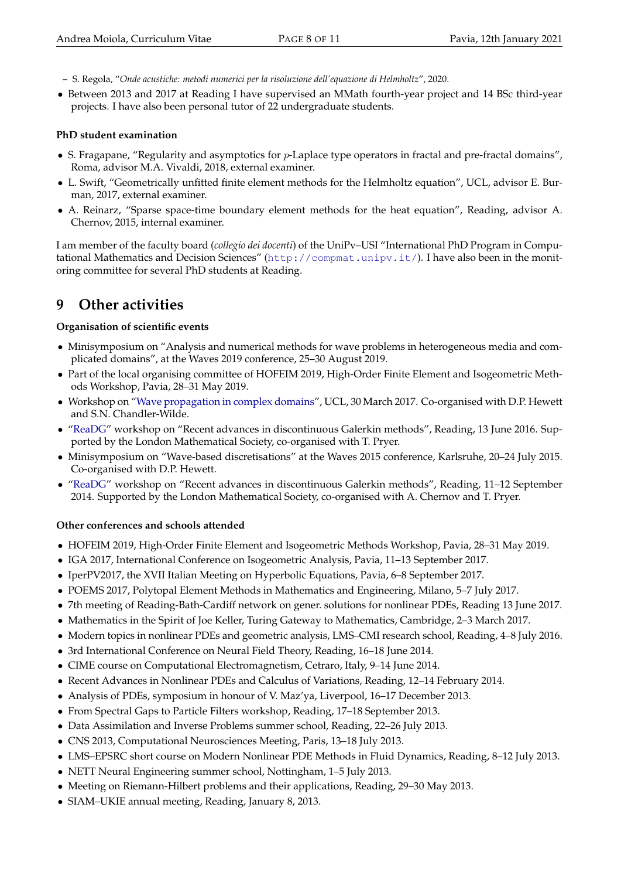- S. Regola, “*Onde acustiche: metodi numerici per la risoluzione dell’equazione di Helmholtz*”, 2020.
- Between 2013 and 2017 at Reading I have supervised an MMath fourth-year project and 14 BSc third-year projects. I have also been personal tutor of 22 undergraduate students.

**PhD student examination**

- S. Fragapane, “Regularity and asymptotics for $p$-Laplace type operators in fractal and pre-fractal domains”, Roma, advisor M.A. Vivaldi, 2018, external examiner.
- L. Swift, “Geometrically unfitted finite element methods for the Helmholtz equation”, UCL, advisor E. Burman, 2017, external examiner.
- A. Reinarz, “Sparse space-time boundary element methods for the heat equation”, Reading, advisor A. Chernov, 2015, internal examiner.

I am member of the faculty board (*collegio dei docenti*) of the UniPv–USI “International PhD Program in Computational Mathematics and Decision Sciences” (http://compmat.unipv.it/). I have also been in the monitoring committee for several PhD students at Reading.

# 9 Other activities

**Organisation of scientific events**

- Minisymposium on “Analysis and numerical methods for wave problems in heterogeneous media and complicated domains”, at the Waves 2019 conference, 25–30 August 2019.
- Part of the local organising committee of HOFEIM 2019, High-Order Finite Element and Isogeometric Methods Workshop, Pavia, 28–31 May 2019.
- Workshop on “Wave propagation in complex domains”, UCL, 30 March 2017. Co-organised with D.P. Hewett and S.N. Chandler-Wilde.
- “ReaDG” workshop on “Recent advances in discontinuous Galerkin methods”, Reading, 13 June 2016. Supported by the London Mathematical Society, co-organised with T. Pryer.
- Minisymposium on “Wave-based discretisations” at the Waves 2015 conference, Karlsruhe, 20–24 July 2015. Co-organised with D.P. Hewett.
- “ReaDG” workshop on “Recent advances in discontinuous Galerkin methods”, Reading, 11–12 September 2014. Supported by the London Mathematical Society, co-organised with A. Chernov and T. Pryer.

**Other conferences and schools attended**

- HOFEIM 2019, High-Order Finite Element and Isogeometric Methods Workshop, Pavia, 28–31 May 2019.
- IGA 2017, International Conference on Isogeometric Analysis, Pavia, 11–13 September 2017.
- IperPV2017, the XVII Italian Meeting on Hyperbolic Equations, Pavia, 6–8 September 2017.
- POEMS 2017, Polytopal Element Methods in Mathematics and Engineering, Milano, 5–7 July 2017.
- 7th meeting of Reading-Bath-Cardiff network on gener. solutions for nonlinear PDEs, Reading 13 June 2017.
- Mathematics in the Spirit of Joe Keller, Turing Gateway to Mathematics, Cambridge, 2–3 March 2017.
- Modern topics in nonlinear PDEs and geometric analysis, LMS–CMI research school, Reading, 4–8 July 2016.
- 3rd International Conference on Neural Field Theory, Reading, 16–18 June 2014.
- CIME course on Computational Electromagnetism, Cetraro, Italy, 9–14 June 2014.
- Recent Advances in Nonlinear PDEs and Calculus of Variations, Reading, 12–14 February 2014.
- Analysis of PDEs, symposium in honour of V. Maz’ya, Liverpool, 16–17 December 2013.
- From Spectral Gaps to Particle Filters workshop, Reading, 17–18 September 2013.
- Data Assimilation and Inverse Problems summer school, Reading, 22–26 July 2013.
- CNS 2013, Computational Neurosciences Meeting, Paris, 13–18 July 2013.
- LMS–EPSRC short course on Modern Nonlinear PDE Methods in Fluid Dynamics, Reading, 8–12 July 2013.
- NETT Neural Engineering summer school, Nottingham, 1–5 July 2013.
- Meeting on Riemann-Hilbert problems and their applications, Reading, 29–30 May 2013.
- SIAM–UKIE annual meeting, Reading, January 8, 2013.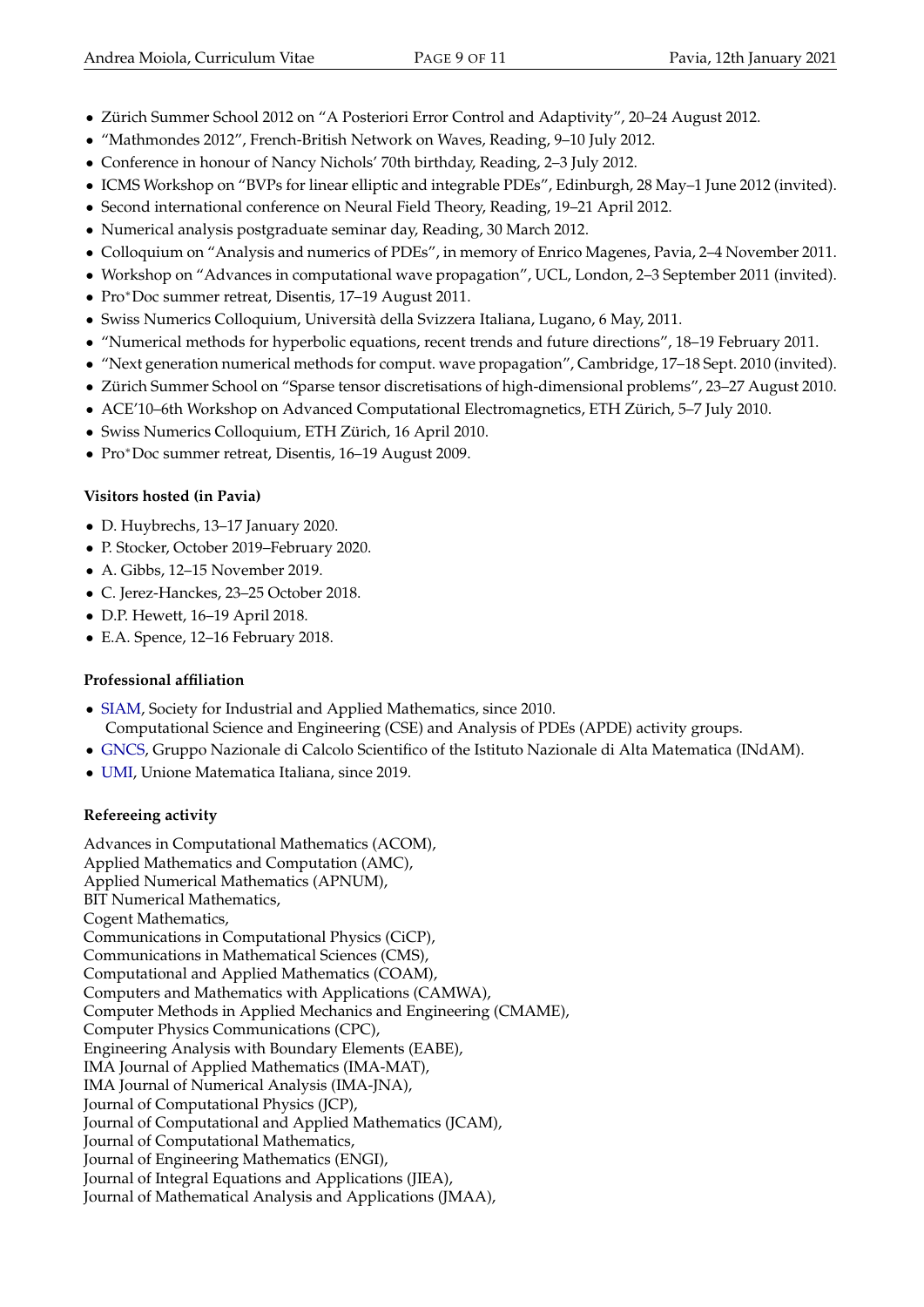- Zürich Summer School 2012 on "A Posteriori Error Control and Adaptivity", 20–24 August 2012.
- "Mathmondes 2012", French-British Network on Waves, Reading, 9–10 July 2012.
- Conference in honour of Nancy Nichols' 70th birthday, Reading, 2–3 July 2012.
- ICMS Workshop on "BVPs for linear elliptic and integrable PDEs", Edinburgh, 28 May–1 June 2012 (invited).
- Second international conference on Neural Field Theory, Reading, 19–21 April 2012.
- Numerical analysis postgraduate seminar day, Reading, 30 March 2012.
- Colloquium on "Analysis and numerics of PDEs", in memory of Enrico Magenes, Pavia, 2–4 November 2011.
- Workshop on "Advances in computational wave propagation", UCL, London, 2–3 September 2011 (invited).
- Pro*Doc summer retreat, Disentis, 17–19 August 2011.
- Swiss Numerics Colloquium, Università della Svizzera Italiana, Lugano, 6 May, 2011.
- "Numerical methods for hyperbolic equations, recent trends and future directions", 18–19 February 2011.
- "Next generation numerical methods for comput. wave propagation", Cambridge, 17–18 Sept. 2010 (invited).
- Zürich Summer School on "Sparse tensor discretisations of high-dimensional problems", 23–27 August 2010.
- ACE'10–6th Workshop on Advanced Computational Electromagnetics, ETH Zürich, 5–7 July 2010.
- Swiss Numerics Colloquium, ETH Zürich, 16 April 2010.
- Pro*Doc summer retreat, Disentis, 16–19 August 2009.

**Visitors hosted (in Pavia)**

- D. Huybrechs, 13–17 January 2020.
- P. Stocker, October 2019–February 2020.
- A. Gibbs, 12–15 November 2019.
- C. Jerez-Hanckes, 23–25 October 2018.
- D.P. Hewett, 16–19 April 2018.
- E.A. Spence, 12–16 February 2018.

**Professional affiliation**

- SIAM, Society for Industrial and Applied Mathematics, since 2010.
  Computational Science and Engineering (CSE) and Analysis of PDEs (APDE) activity groups.
- GNCS, Gruppo Nazionale di Calcolo Scientifico of the Istituto Nazionale di Alta Matematica (INdAM).
- UMI, Unione Matematica Italiana, since 2019.

**Refereeing activity**

Advances in Computational Mathematics (ACOM),
Applied Mathematics and Computation (AMC),
Applied Numerical Mathematics (APNUM),
BIT Numerical Mathematics,
Cogent Mathematics,
Communications in Computational Physics (CiCP),
Communications in Mathematical Sciences (CMS),
Computational and Applied Mathematics (COAM),
Computers and Mathematics with Applications (CAMWA),
Computer Methods in Applied Mechanics and Engineering (CMAME),
Computer Physics Communications (CPC),
Engineering Analysis with Boundary Elements (EABE),
IMA Journal of Applied Mathematics (IMA-MAT),
IMA Journal of Numerical Analysis (IMA-JNA),
Journal of Computational Physics (JCP),
Journal of Computational and Applied Mathematics (JCAM),
Journal of Computational Mathematics,
Journal of Engineering Mathematics (ENGI),
Journal of Integral Equations and Applications (JIEA),
Journal of Mathematical Analysis and Applications (JMAA),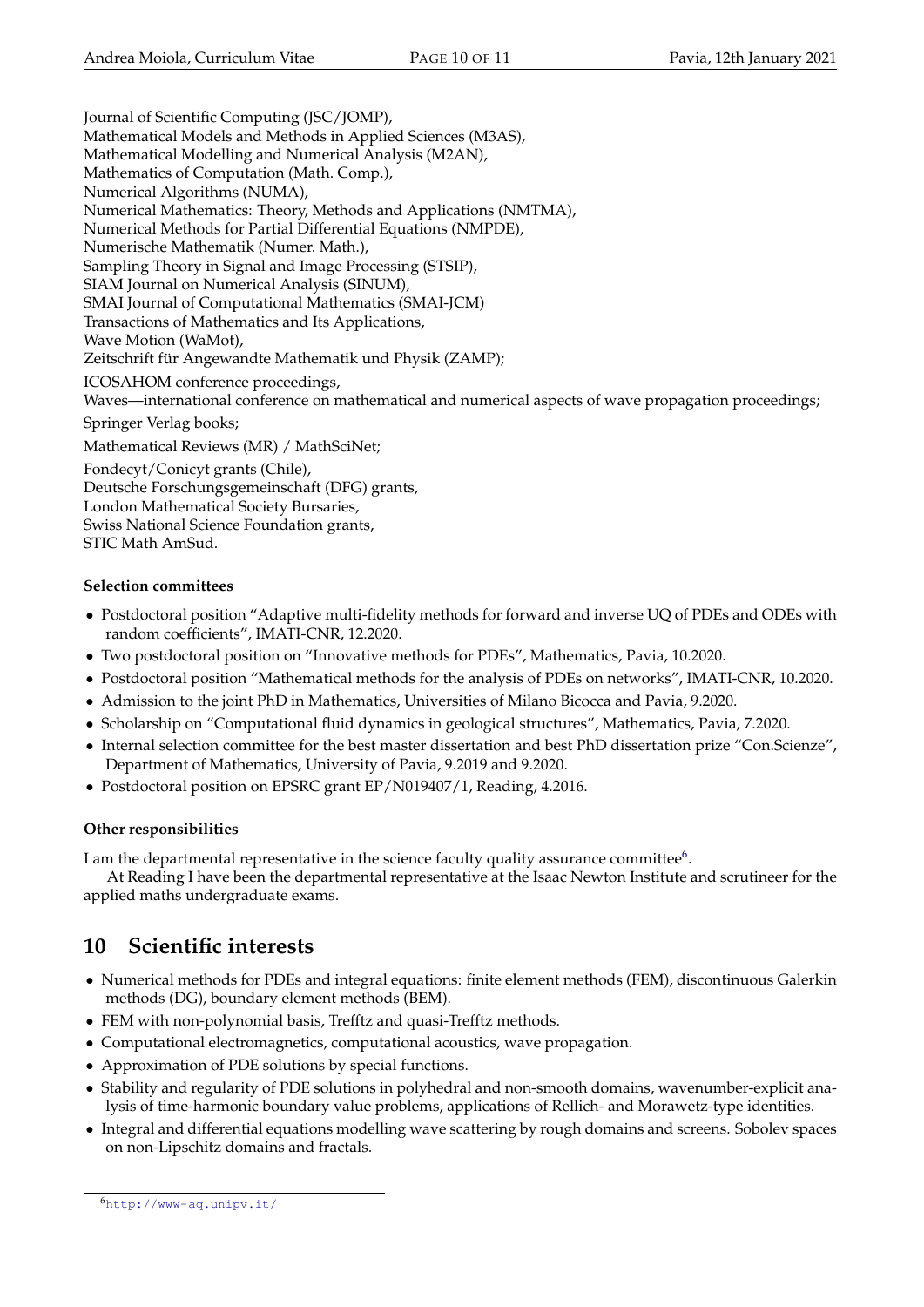Journal of Scientific Computing (JSC/JOMP),
Mathematical Models and Methods in Applied Sciences (M3AS),
Mathematical Modelling and Numerical Analysis (M2AN),
Mathematics of Computation (Math. Comp.),
Numerical Algorithms (NUMA),
Numerical Mathematics: Theory, Methods and Applications (NMTMA),
Numerical Methods for Partial Differential Equations (NMPDE),
Numerische Mathematik (Numer. Math.),
Sampling Theory in Signal and Image Processing (STSIP),
SIAM Journal on Numerical Analysis (SINUM),
SMAI Journal of Computational Mathematics (SMAI-JCM)
Transactions of Mathematics and Its Applications,
Wave Motion (WaMot),
Zeitschrift für Angewandte Mathematik und Physik (ZAMP);

ICOSAHOM conference proceedings,
Waves—international conference on mathematical and numerical aspects of wave propagation proceedings;

Springer Verlag books;

Mathematical Reviews (MR) / MathSciNet;

Fondecyt/Conicyt grants (Chile),
Deutsche Forschungsgemeinschaft (DFG) grants,
London Mathematical Society Bursaries,
Swiss National Science Foundation grants,
STIC Math AmSud.

**Selection committees**

- Postdoctoral position "Adaptive multi-fidelity methods for forward and inverse UQ of PDEs and ODEs with random coefficients", IMATI-CNR, 12.2020.
- Two postdoctoral position on "Innovative methods for PDEs", Mathematics, Pavia, 10.2020.
- Postdoctoral position "Mathematical methods for the analysis of PDEs on networks", IMATI-CNR, 10.2020.
- Admission to the joint PhD in Mathematics, Universities of Milano Bicocca and Pavia, 9.2020.
- Scholarship on "Computational fluid dynamics in geological structures", Mathematics, Pavia, 7.2020.
- Internal selection committee for the best master dissertation and best PhD dissertation prize "Con.Scienze", Department of Mathematics, University of Pavia, 9.2019 and 9.2020.
- Postdoctoral position on EPSRC grant EP/N019407/1, Reading, 4.2016.

**Other responsibilities**

I am the departmental representative in the science faculty quality assurance committee[6].

At Reading I have been the departmental representative at the Isaac Newton Institute and scrutineer for the applied maths undergraduate exams.

## 10 Scientific interests

- Numerical methods for PDEs and integral equations: finite element methods (FEM), discontinuous Galerkin methods (DG), boundary element methods (BEM).
- FEM with non-polynomial basis, Trefftz and quasi-Trefftz methods.
- Computational electromagnetics, computational acoustics, wave propagation.
- Approximation of PDE solutions by special functions.
- Stability and regularity of PDE solutions in polyhedral and non-smooth domains, wavenumber-explicit analysis of time-harmonic boundary value problems, applications of Rellich- and Morawetz-type identities.
- Integral and differential equations modelling wave scattering by rough domains and screens. Sobolev spaces on non-Lipschitz domains and fractals.

[6] http://www-aq.unipv.it/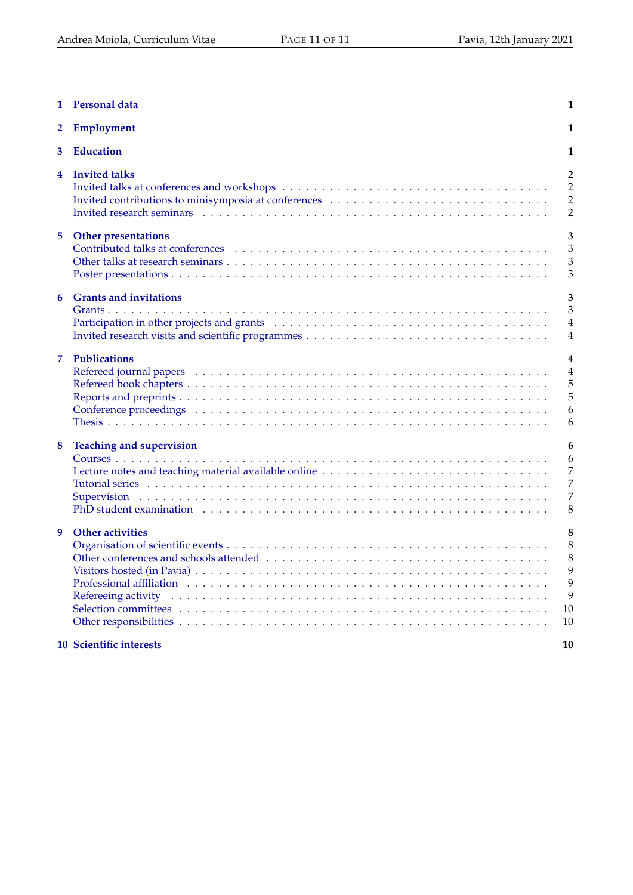**1 Personal data** 1

**2 Employment** 1

**3 Education** 1

**4 Invited talks** 2

- Invited talks at conferences and workshops . . . 2
- Invited contributions to minisymposia at conferences . . . 2
- Invited research seminars . . . 2

**5 Other presentations** 3

- Contributed talks at conferences . . . 3
- Other talks at research seminars . . . 3
- Poster presentations . . . 3

**6 Grants and invitations** 3

- Grants . . . 3
- Participation in other projects and grants . . . 4
- Invited research visits and scientific programmes . . . 4

**7 Publications** 4

- Refereed journal papers . . . 4
- Refereed book chapters . . . 5
- Reports and preprints . . . 5
- Conference proceedings . . . 6
- Thesis . . . 6

**8 Teaching and supervision** 6

- Courses . . . 6
- Lecture notes and teaching material available online . . . 7
- Tutorial series . . . 7
- Supervision . . . 7
- PhD student examination . . . 8

**9 Other activities** 8

- Organisation of scientific events . . . 8
- Other conferences and schools attended . . . 8
- Visitors hosted (in Pavia) . . . 9
- Professional affiliation . . . 9
- Refereeing activity . . . 9
- Selection committees . . . 10
- Other responsibilities . . . 10

**10 Scientific interests** 10